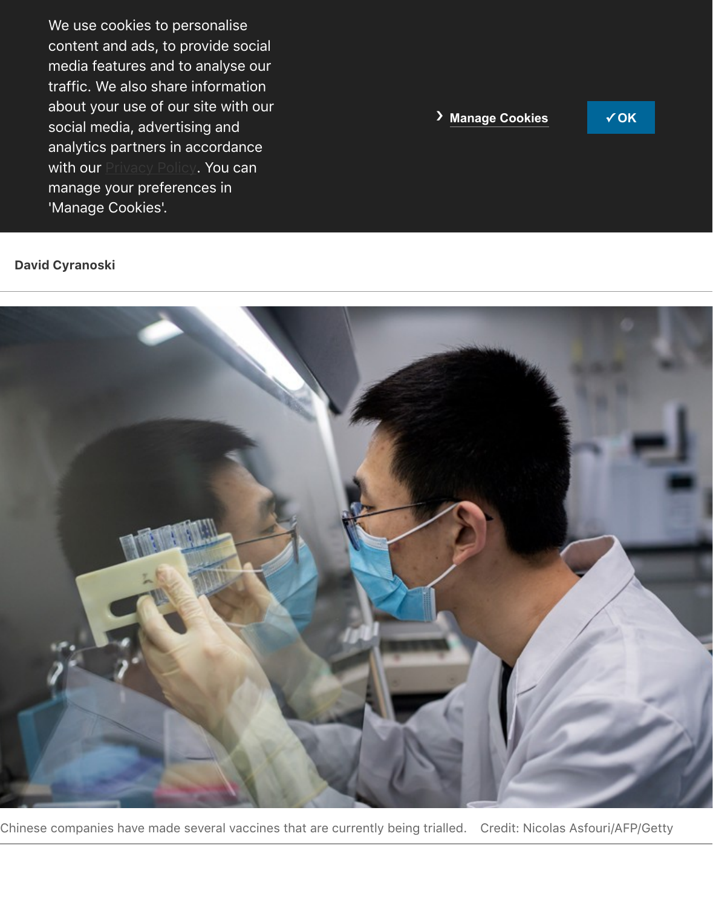We use cookies to personalise content and ads, to provide social media features and to analyse our traffic. We also share information about your use of our site with our social media, advertising and analytics partners in accordance with our Privacy Policy. You can manage your preferences in 'Manage Cookies'.

Manage Cookies

✓OK

**David Cyranoski**

Chinese companies have made several vaccines that are currently being trialled. Credit: Nicolas Asfouri/AFP/Getty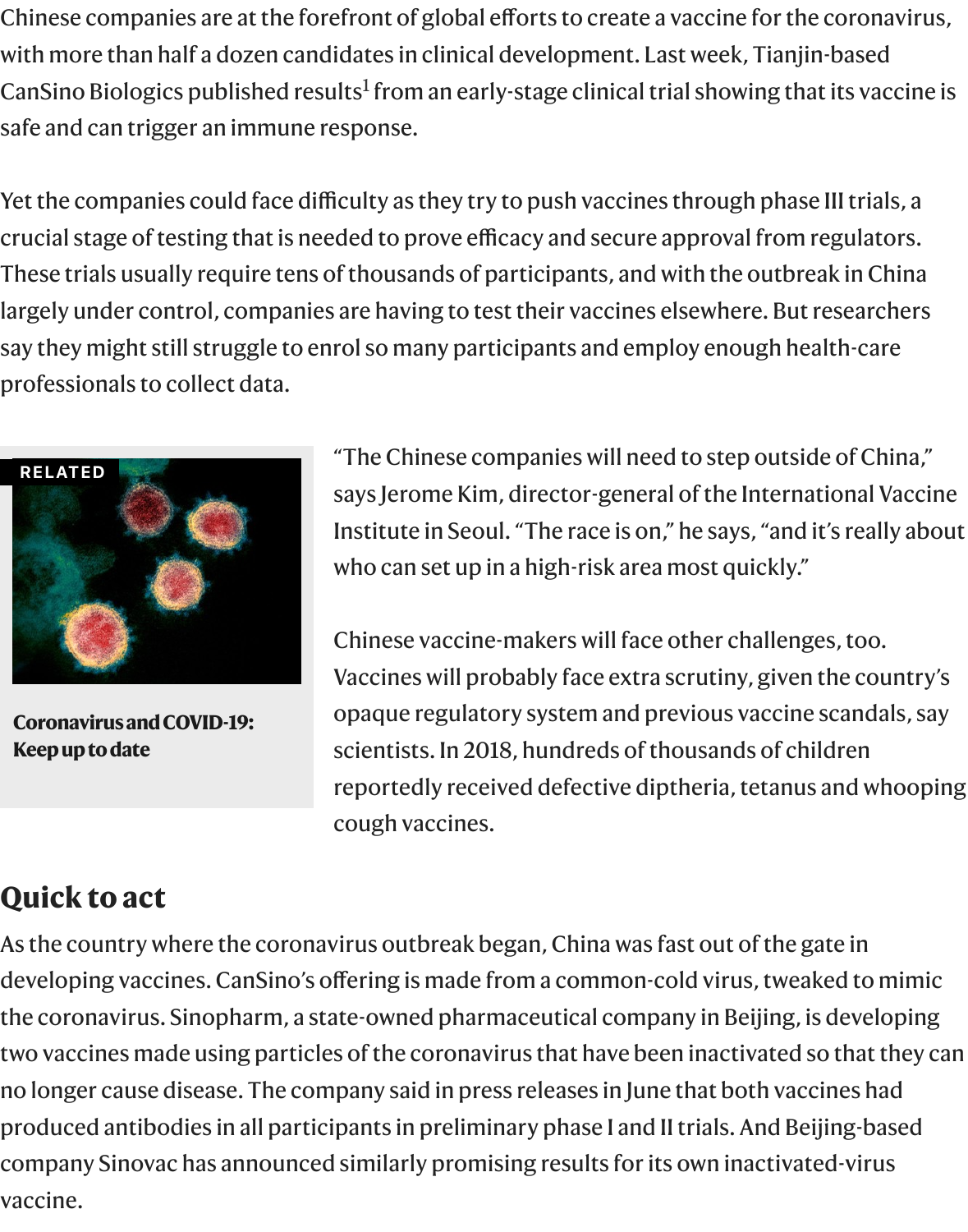Chinese companies are at the forefront of global efforts to create a vaccine for the coronavirus, with more than half a dozen candidates in clinical development. Last week, Tianjin-based CanSino Biologics published results[1] from an early-stage clinical trial showing that its vaccine is safe and can trigger an immune response.

Yet the companies could face difficulty as they try to push vaccines through phase III trials, a crucial stage of testing that is needed to prove efficacy and secure approval from regulators. These trials usually require tens of thousands of participants, and with the outbreak in China largely under control, companies are having to test their vaccines elsewhere. But researchers say they might still struggle to enrol so many participants and employ enough health-care professionals to collect data.

RELATED

**Coronavirus and COVID-19: Keep up to date**

"The Chinese companies will need to step outside of China," says Jerome Kim, director-general of the International Vaccine Institute in Seoul. "The race is on," he says, "and it's really about who can set up in a high-risk area most quickly."

Chinese vaccine-makers will face other challenges, too. Vaccines will probably face extra scrutiny, given the country's opaque regulatory system and previous vaccine scandals, say scientists. In 2018, hundreds of thousands of children reportedly received defective diptheria, tetanus and whooping cough vaccines.

## Quick to act

As the country where the coronavirus outbreak began, China was fast out of the gate in developing vaccines. CanSino's offering is made from a common-cold virus, tweaked to mimic the coronavirus. Sinopharm, a state-owned pharmaceutical company in Beijing, is developing two vaccines made using particles of the coronavirus that have been inactivated so that they can no longer cause disease. The company said in press releases in June that both vaccines had produced antibodies in all participants in preliminary phase I and II trials. And Beijing-based company Sinovac has announced similarly promising results for its own inactivated-virus vaccine.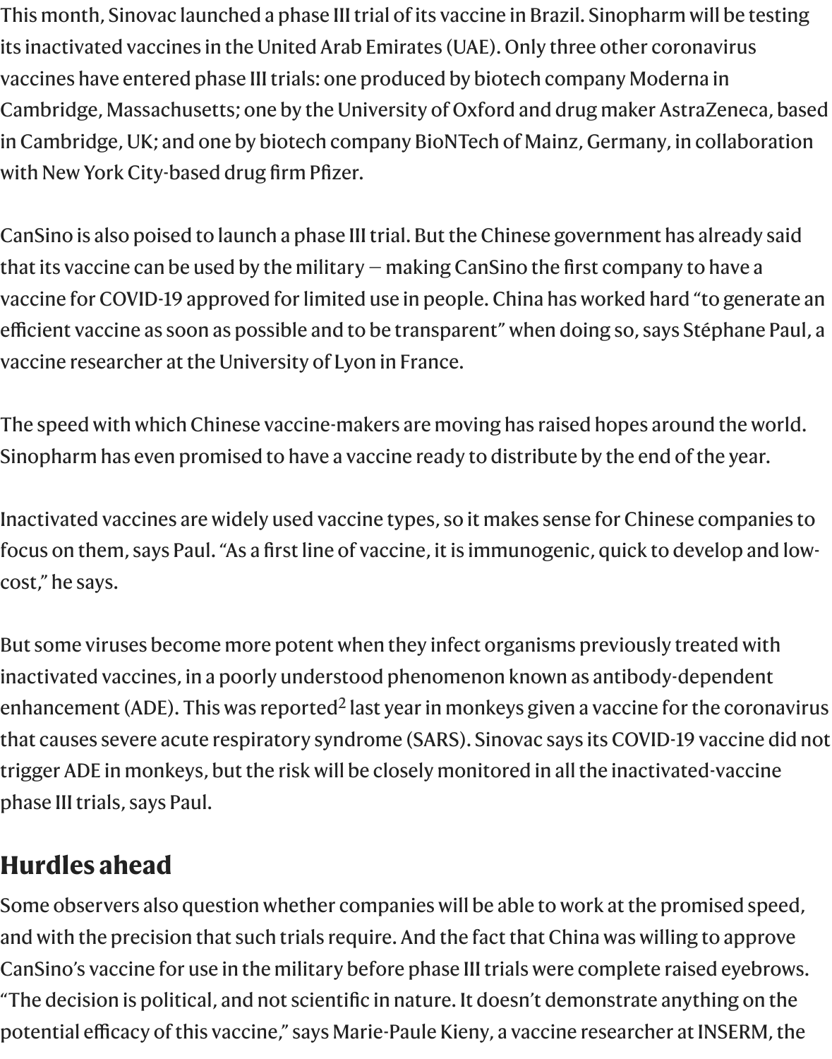This month, Sinovac launched a phase III trial of its vaccine in Brazil. Sinopharm will be testing its inactivated vaccines in the United Arab Emirates (UAE). Only three other coronavirus vaccines have entered phase III trials: one produced by biotech company Moderna in Cambridge, Massachusetts; one by the University of Oxford and drug maker AstraZeneca, based in Cambridge, UK; and one by biotech company BioNTech of Mainz, Germany, in collaboration with New York City-based drug firm Pfizer.

CanSino is also poised to launch a phase III trial. But the Chinese government has already said that its vaccine can be used by the military — making CanSino the first company to have a vaccine for COVID-19 approved for limited use in people. China has worked hard "to generate an efficient vaccine as soon as possible and to be transparent" when doing so, says Stéphane Paul, a vaccine researcher at the University of Lyon in France.

The speed with which Chinese vaccine-makers are moving has raised hopes around the world. Sinopharm has even promised to have a vaccine ready to distribute by the end of the year.

Inactivated vaccines are widely used vaccine types, so it makes sense for Chinese companies to focus on them, says Paul. "As a first line of vaccine, it is immunogenic, quick to develop and low-cost," he says.

But some viruses become more potent when they infect organisms previously treated with inactivated vaccines, in a poorly understood phenomenon known as antibody-dependent enhancement (ADE). This was reported[2] last year in monkeys given a vaccine for the coronavirus that causes severe acute respiratory syndrome (SARS). Sinovac says its COVID-19 vaccine did not trigger ADE in monkeys, but the risk will be closely monitored in all the inactivated-vaccine phase III trials, says Paul.

## Hurdles ahead

Some observers also question whether companies will be able to work at the promised speed, and with the precision that such trials require. And the fact that China was willing to approve CanSino's vaccine for use in the military before phase III trials were complete raised eyebrows. "The decision is political, and not scientific in nature. It doesn't demonstrate anything on the potential efficacy of this vaccine," says Marie-Paule Kieny, a vaccine researcher at INSERM, the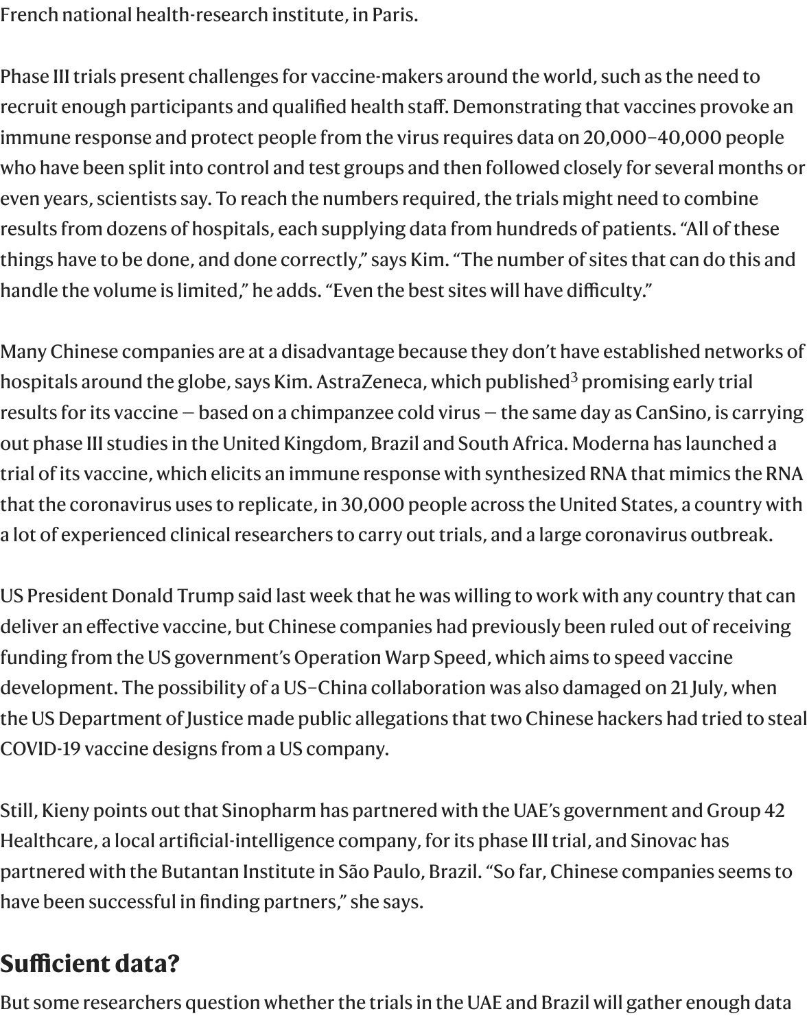French national health-research institute, in Paris.

Phase III trials present challenges for vaccine-makers around the world, such as the need to recruit enough participants and qualified health staff. Demonstrating that vaccines provoke an immune response and protect people from the virus requires data on 20,000–40,000 people who have been split into control and test groups and then followed closely for several months or even years, scientists say. To reach the numbers required, the trials might need to combine results from dozens of hospitals, each supplying data from hundreds of patients. "All of these things have to be done, and done correctly," says Kim. "The number of sites that can do this and handle the volume is limited," he adds. "Even the best sites will have difficulty."

Many Chinese companies are at a disadvantage because they don't have established networks of hospitals around the globe, says Kim. AstraZeneca, which published[3] promising early trial results for its vaccine — based on a chimpanzee cold virus — the same day as CanSino, is carrying out phase III studies in the United Kingdom, Brazil and South Africa. Moderna has launched a trial of its vaccine, which elicits an immune response with synthesized RNA that mimics the RNA that the coronavirus uses to replicate, in 30,000 people across the United States, a country with a lot of experienced clinical researchers to carry out trials, and a large coronavirus outbreak.

US President Donald Trump said last week that he was willing to work with any country that can deliver an effective vaccine, but Chinese companies had previously been ruled out of receiving funding from the US government's Operation Warp Speed, which aims to speed vaccine development. The possibility of a US–China collaboration was also damaged on 21 July, when the US Department of Justice made public allegations that two Chinese hackers had tried to steal COVID-19 vaccine designs from a US company.

Still, Kieny points out that Sinopharm has partnered with the UAE's government and Group 42 Healthcare, a local artificial-intelligence company, for its phase III trial, and Sinovac has partnered with the Butantan Institute in São Paulo, Brazil. "So far, Chinese companies seems to have been successful in finding partners," she says.

## Sufficient data?

But some researchers question whether the trials in the UAE and Brazil will gather enough data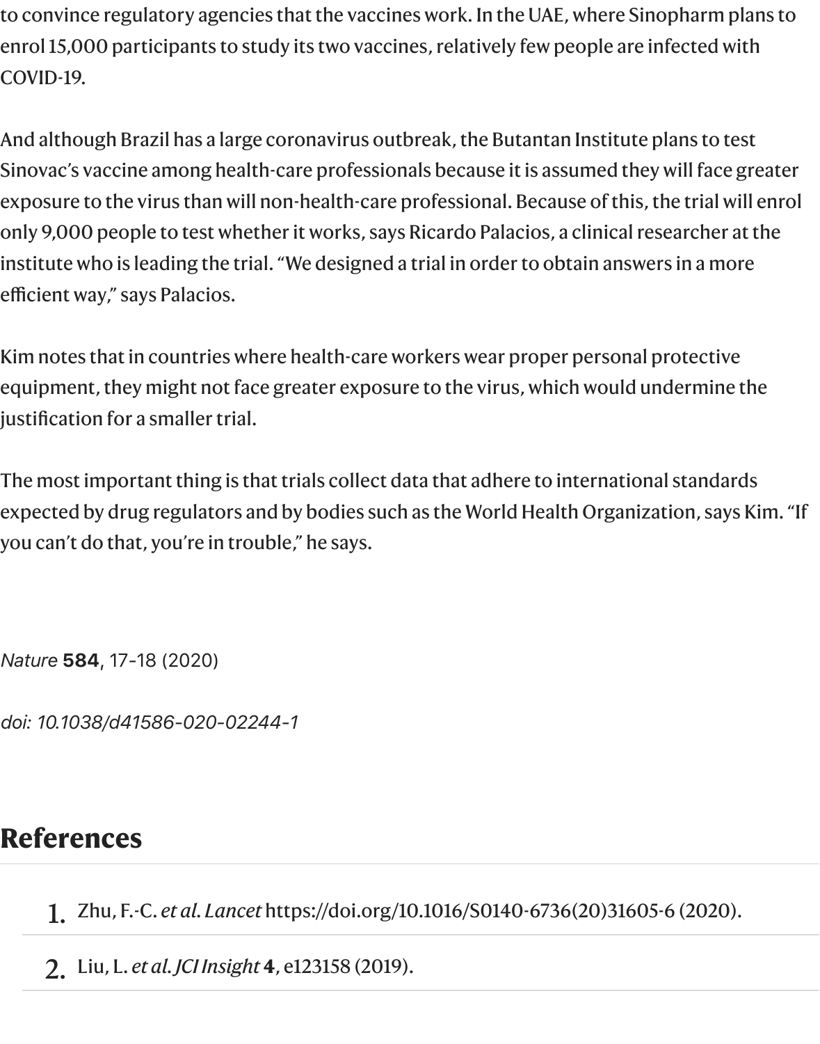to convince regulatory agencies that the vaccines work. In the UAE, where Sinopharm plans to enrol 15,000 participants to study its two vaccines, relatively few people are infected with COVID-19.

And although Brazil has a large coronavirus outbreak, the Butantan Institute plans to test Sinovac's vaccine among health-care professionals because it is assumed they will face greater exposure to the virus than will non-health-care professional. Because of this, the trial will enrol only 9,000 people to test whether it works, says Ricardo Palacios, a clinical researcher at the institute who is leading the trial. "We designed a trial in order to obtain answers in a more efficient way," says Palacios.

Kim notes that in countries where health-care workers wear proper personal protective equipment, they might not face greater exposure to the virus, which would undermine the justification for a smaller trial.

The most important thing is that trials collect data that adhere to international standards expected by drug regulators and by bodies such as the World Health Organization, says Kim. "If you can't do that, you're in trouble," he says.

*Nature* **584**, 17-18 (2020)

*doi: 10.1038/d41586-020-02244-1*

## References

1. Zhu, F.-C. *et al. Lancet* https://doi.org/10.1016/S0140-6736(20)31605-6 (2020).
2. Liu, L. *et al. JCI Insight* **4**, e123158 (2019).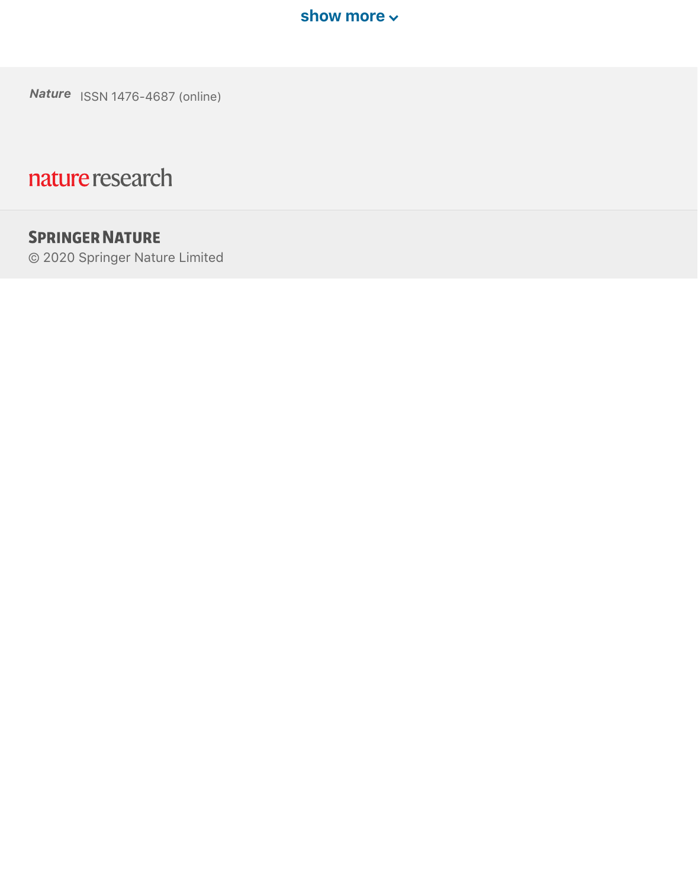show more

*Nature* ISSN 1476-4687 (online)

nature research

SPRINGER NATURE

© 2020 Springer Nature Limited